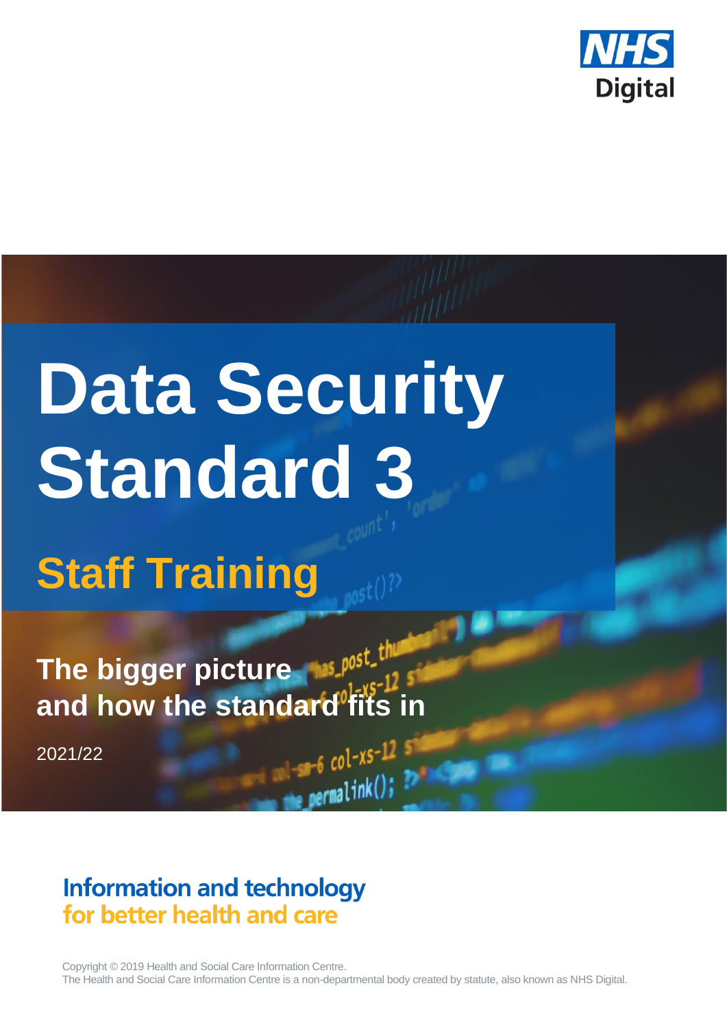NHS Digital

# Data Security Standard 3

## Staff Training

**The bigger picture and how the standard fits in**

2021/22

**Information and technology for better health and care**

Copyright © 2019 Health and Social Care Information Centre.
The Health and Social Care Information Centre is a non-departmental body created by statute, also known as NHS Digital.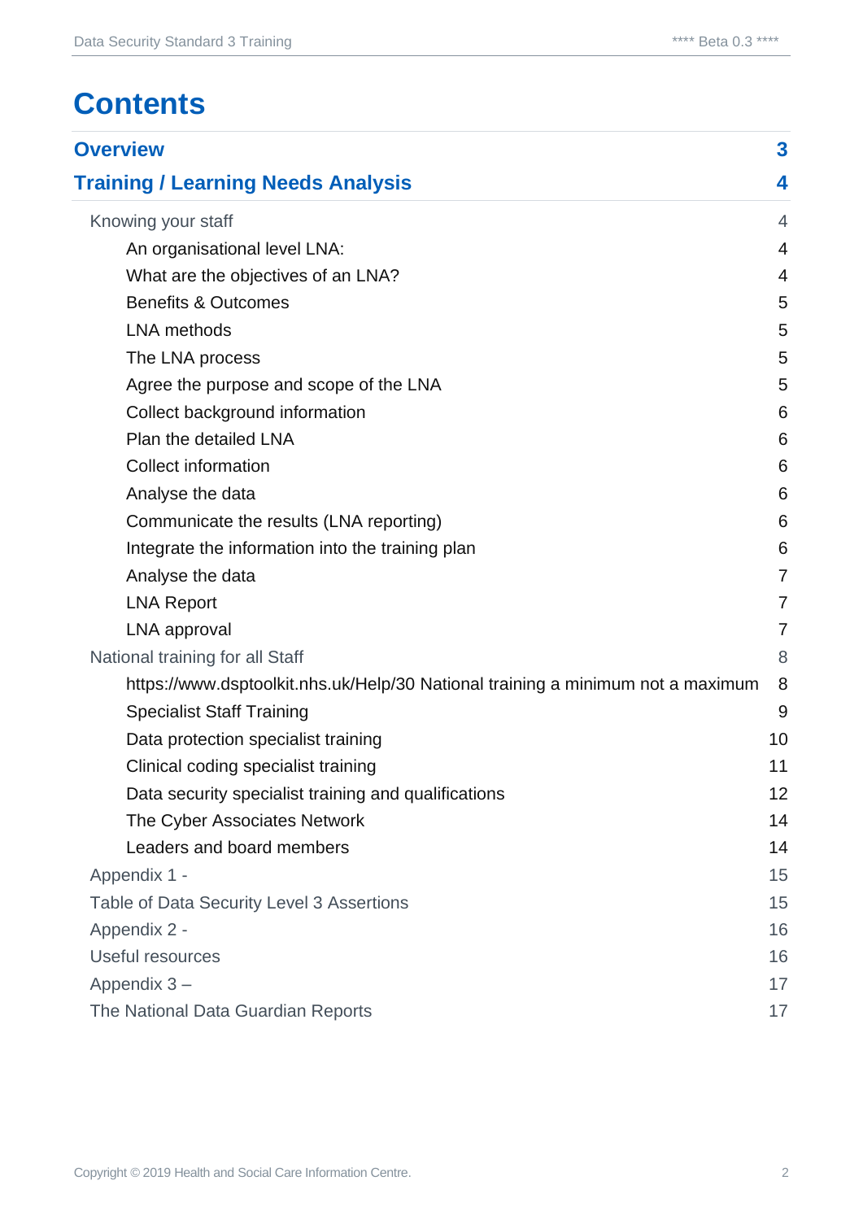# Contents

| | |
|---|---|
| **Overview** | **3** |
| **Training / Learning Needs Analysis** | **4** |
| Knowing your staff | 4 |
| An organisational level LNA: | 4 |
| What are the objectives of an LNA? | 4 |
| Benefits & Outcomes | 5 |
| LNA methods | 5 |
| The LNA process | 5 |
| Agree the purpose and scope of the LNA | 5 |
| Collect background information | 6 |
| Plan the detailed LNA | 6 |
| Collect information | 6 |
| Analyse the data | 6 |
| Communicate the results (LNA reporting) | 6 |
| Integrate the information into the training plan | 6 |
| Analyse the data | 7 |
| LNA Report | 7 |
| LNA approval | 7 |
| National training for all Staff | 8 |
| https://www.dsptoolkit.nhs.uk/Help/30 National training a minimum not a maximum | 8 |
| Specialist Staff Training | 9 |
| Data protection specialist training | 10 |
| Clinical coding specialist training | 11 |
| Data security specialist training and qualifications | 12 |
| The Cyber Associates Network | 14 |
| Leaders and board members | 14 |
| Appendix 1 - | 15 |
| Table of Data Security Level 3 Assertions | 15 |
| Appendix 2 - | 16 |
| Useful resources | 16 |
| Appendix 3 – | 17 |
| The National Data Guardian Reports | 17 |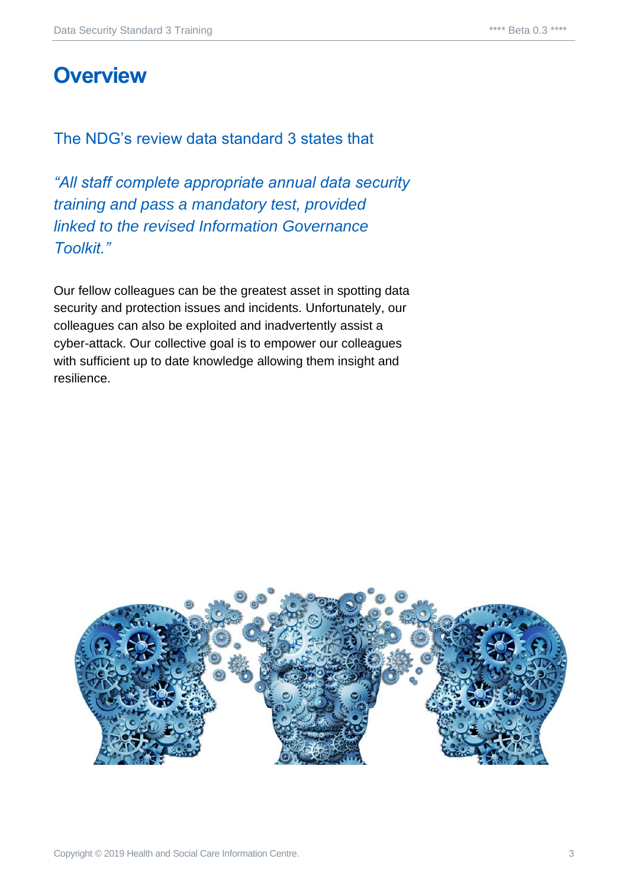# Overview

The NDG's review data standard 3 states that

*"All staff complete appropriate annual data security training and pass a mandatory test, provided linked to the revised Information Governance Toolkit."*

Our fellow colleagues can be the greatest asset in spotting data security and protection issues and incidents. Unfortunately, our colleagues can also be exploited and inadvertently assist a cyber-attack. Our collective goal is to empower our colleagues with sufficient up to date knowledge allowing them insight and resilience.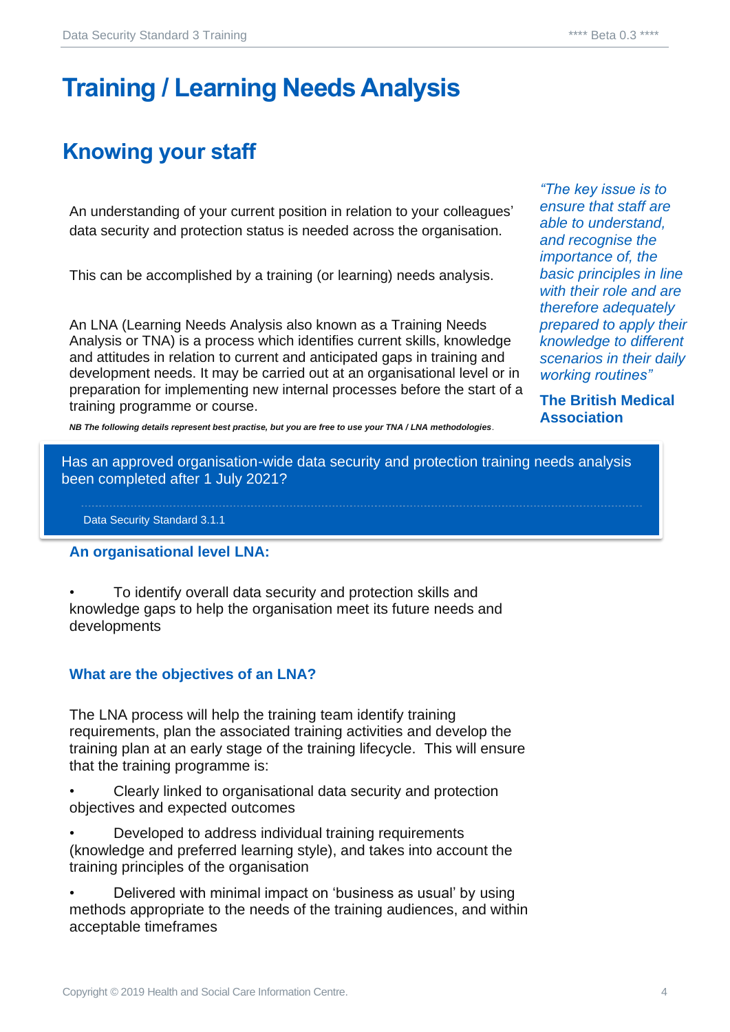# Training / Learning Needs Analysis

## Knowing your staff

An understanding of your current position in relation to your colleagues' data security and protection status is needed across the organisation.

This can be accomplished by a training (or learning) needs analysis.

An LNA (Learning Needs Analysis also known as a Training Needs Analysis or TNA) is a process which identifies current skills, knowledge and attitudes in relation to current and anticipated gaps in training and development needs. It may be carried out at an organisational level or in preparation for implementing new internal processes before the start of a training programme or course.

***NB The following details represent best practise, but you are free to use your TNA / LNA methodologies***.

*"The key issue is to ensure that staff are able to understand, and recognise the importance of, the basic principles in line with their role and are therefore adequately prepared to apply their knowledge to different scenarios in their daily working routines"*

**The British Medical Association**

> Has an approved organisation-wide data security and protection training needs analysis been completed after 1 July 2021?
>
> Data Security Standard 3.1.1

**An organisational level LNA:**

- To identify overall data security and protection skills and knowledge gaps to help the organisation meet its future needs and developments

**What are the objectives of an LNA?**

The LNA process will help the training team identify training requirements, plan the associated training activities and develop the training plan at an early stage of the training lifecycle. This will ensure that the training programme is:

- Clearly linked to organisational data security and protection objectives and expected outcomes
- Developed to address individual training requirements (knowledge and preferred learning style), and takes into account the training principles of the organisation
- Delivered with minimal impact on 'business as usual' by using methods appropriate to the needs of the training audiences, and within acceptable timeframes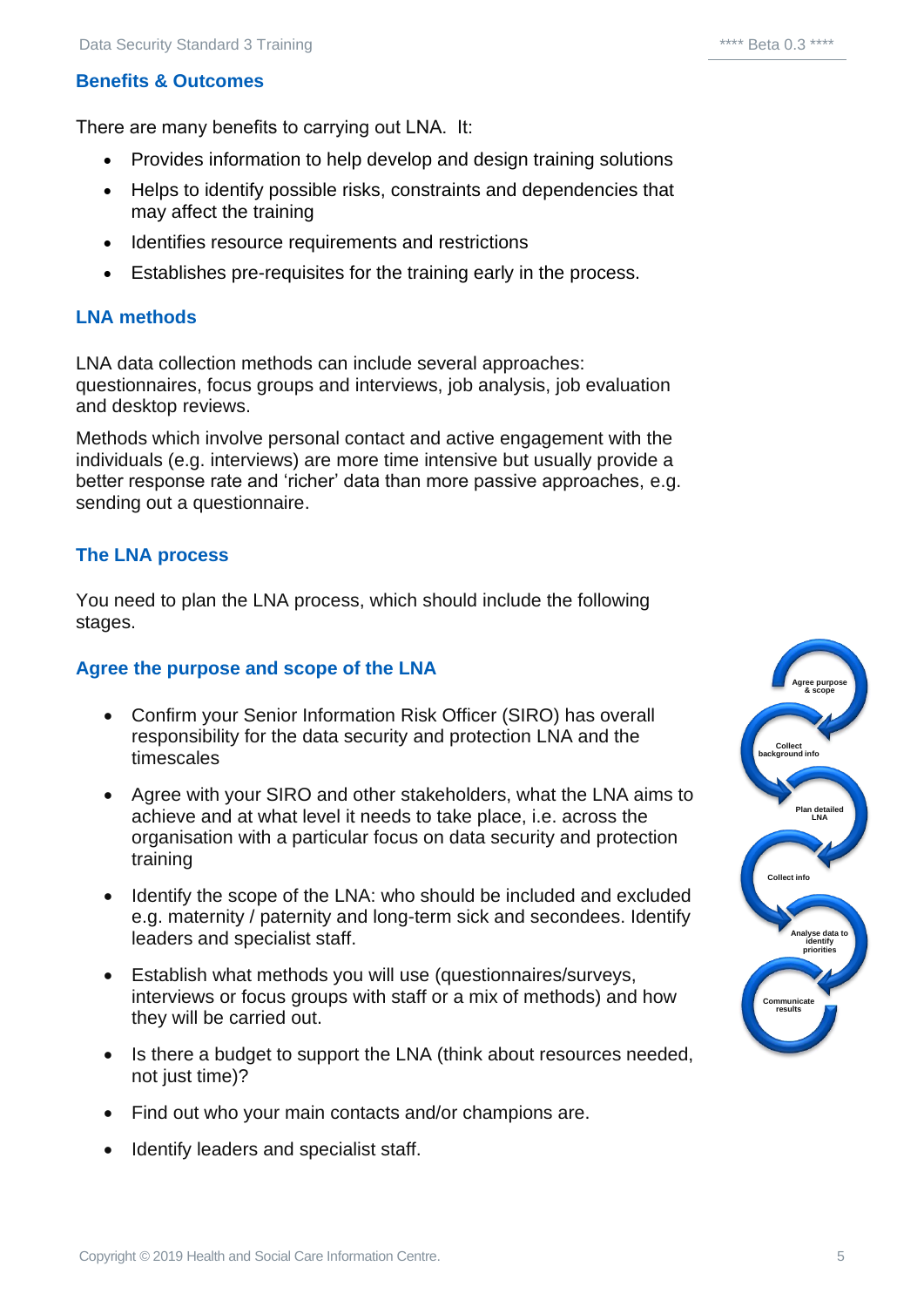## Benefits & Outcomes

There are many benefits to carrying out LNA. It:

- Provides information to help develop and design training solutions
- Helps to identify possible risks, constraints and dependencies that may affect the training
- Identifies resource requirements and restrictions
- Establishes pre-requisites for the training early in the process.

## LNA methods

LNA data collection methods can include several approaches: questionnaires, focus groups and interviews, job analysis, job evaluation and desktop reviews.

Methods which involve personal contact and active engagement with the individuals (e.g. interviews) are more time intensive but usually provide a better response rate and 'richer' data than more passive approaches, e.g. sending out a questionnaire.

## The LNA process

You need to plan the LNA process, which should include the following stages.

### Agree the purpose and scope of the LNA

- Confirm your Senior Information Risk Officer (SIRO) has overall responsibility for the data security and protection LNA and the timescales
- Agree with your SIRO and other stakeholders, what the LNA aims to achieve and at what level it needs to take place, i.e. across the organisation with a particular focus on data security and protection training
- Identify the scope of the LNA: who should be included and excluded e.g. maternity / paternity and long-term sick and secondees. Identify leaders and specialist staff.
- Establish what methods you will use (questionnaires/surveys, interviews or focus groups with staff or a mix of methods) and how they will be carried out.
- Is there a budget to support the LNA (think about resources needed, not just time)?
- Find out who your main contacts and/or champions are.
- Identify leaders and specialist staff.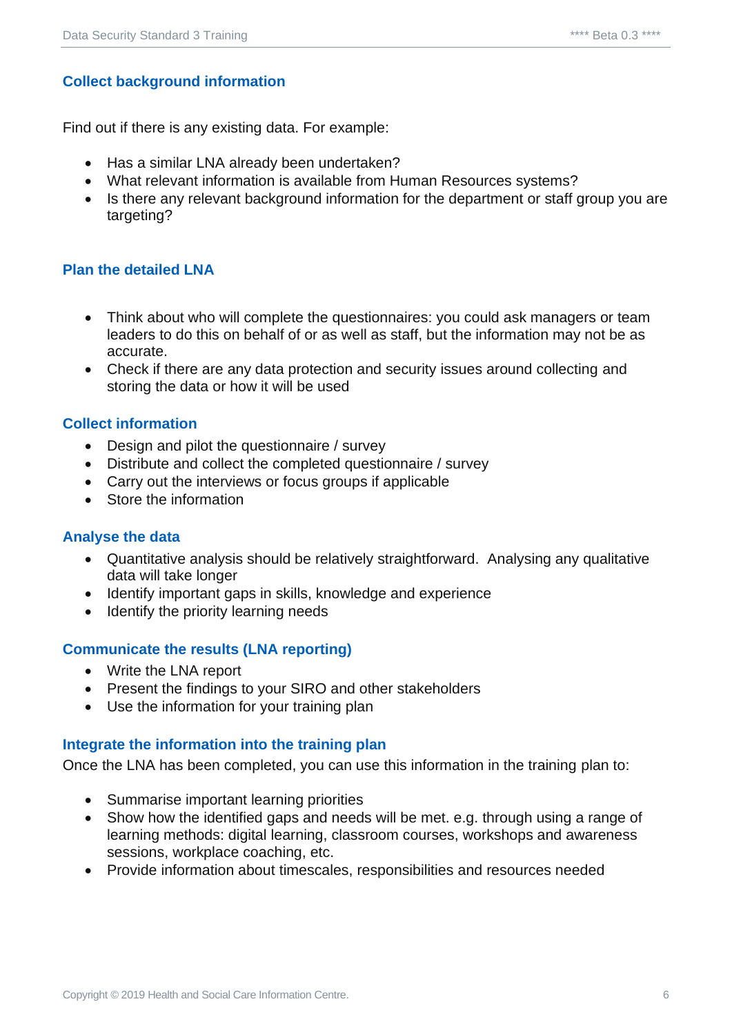### Collect background information

Find out if there is any existing data. For example:

- Has a similar LNA already been undertaken?
- What relevant information is available from Human Resources systems?
- Is there any relevant background information for the department or staff group you are targeting?

### Plan the detailed LNA

- Think about who will complete the questionnaires: you could ask managers or team leaders to do this on behalf of or as well as staff, but the information may not be as accurate.
- Check if there are any data protection and security issues around collecting and storing the data or how it will be used

### Collect information

- Design and pilot the questionnaire / survey
- Distribute and collect the completed questionnaire / survey
- Carry out the interviews or focus groups if applicable
- Store the information

### Analyse the data

- Quantitative analysis should be relatively straightforward. Analysing any qualitative data will take longer
- Identify important gaps in skills, knowledge and experience
- Identify the priority learning needs

### Communicate the results (LNA reporting)

- Write the LNA report
- Present the findings to your SIRO and other stakeholders
- Use the information for your training plan

### Integrate the information into the training plan

Once the LNA has been completed, you can use this information in the training plan to:

- Summarise important learning priorities
- Show how the identified gaps and needs will be met. e.g. through using a range of learning methods: digital learning, classroom courses, workshops and awareness sessions, workplace coaching, etc.
- Provide information about timescales, responsibilities and resources needed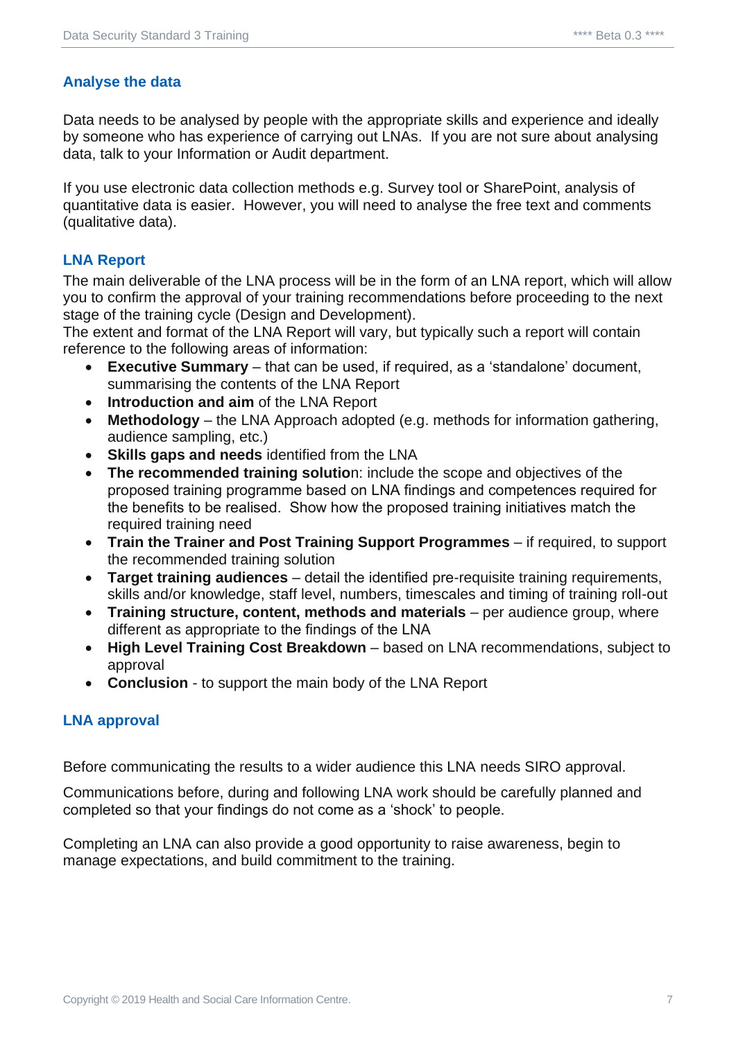## Analyse the data

Data needs to be analysed by people with the appropriate skills and experience and ideally by someone who has experience of carrying out LNAs. If you are not sure about analysing data, talk to your Information or Audit department.

If you use electronic data collection methods e.g. Survey tool or SharePoint, analysis of quantitative data is easier. However, you will need to analyse the free text and comments (qualitative data).

## LNA Report

The main deliverable of the LNA process will be in the form of an LNA report, which will allow you to confirm the approval of your training recommendations before proceeding to the next stage of the training cycle (Design and Development).
The extent and format of the LNA Report will vary, but typically such a report will contain reference to the following areas of information:

- **Executive Summary** – that can be used, if required, as a 'standalone' document, summarising the contents of the LNA Report
- **Introduction and aim** of the LNA Report
- **Methodology** – the LNA Approach adopted (e.g. methods for information gathering, audience sampling, etc.)
- **Skills gaps and needs** identified from the LNA
- **The recommended training solutio**n: include the scope and objectives of the proposed training programme based on LNA findings and competences required for the benefits to be realised. Show how the proposed training initiatives match the required training need
- **Train the Trainer and Post Training Support Programmes** – if required, to support the recommended training solution
- **Target training audiences** – detail the identified pre-requisite training requirements, skills and/or knowledge, staff level, numbers, timescales and timing of training roll-out
- **Training structure, content, methods and materials** – per audience group, where different as appropriate to the findings of the LNA
- **High Level Training Cost Breakdown** – based on LNA recommendations, subject to approval
- **Conclusion** - to support the main body of the LNA Report

## LNA approval

Before communicating the results to a wider audience this LNA needs SIRO approval.

Communications before, during and following LNA work should be carefully planned and completed so that your findings do not come as a 'shock' to people.

Completing an LNA can also provide a good opportunity to raise awareness, begin to manage expectations, and build commitment to the training.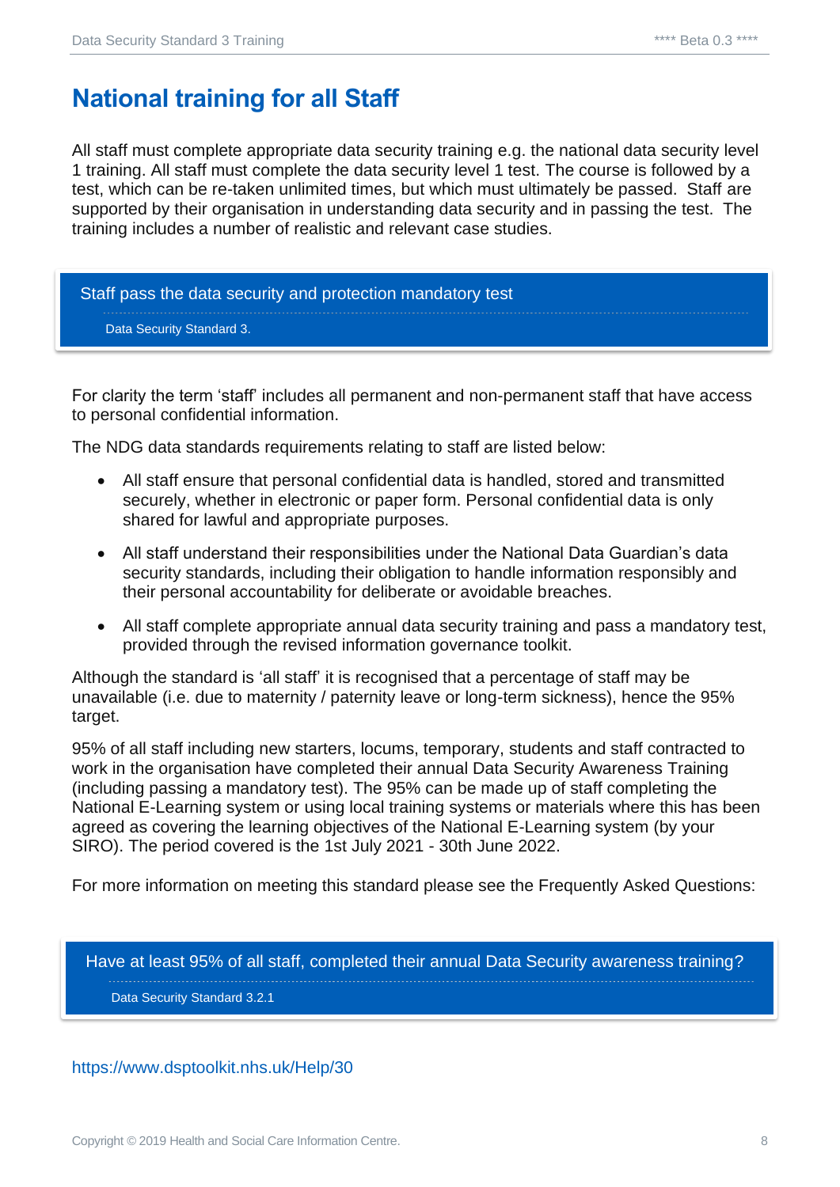# National training for all Staff

All staff must complete appropriate data security training e.g. the national data security level 1 training. All staff must complete the data security level 1 test. The course is followed by a test, which can be re-taken unlimited times, but which must ultimately be passed. Staff are supported by their organisation in understanding data security and in passing the test. The training includes a number of realistic and relevant case studies.

> Staff pass the data security and protection mandatory test
>
> Data Security Standard 3.

For clarity the term 'staff' includes all permanent and non-permanent staff that have access to personal confidential information.

The NDG data standards requirements relating to staff are listed below:

- All staff ensure that personal confidential data is handled, stored and transmitted securely, whether in electronic or paper form. Personal confidential data is only shared for lawful and appropriate purposes.
- All staff understand their responsibilities under the National Data Guardian's data security standards, including their obligation to handle information responsibly and their personal accountability for deliberate or avoidable breaches.
- All staff complete appropriate annual data security training and pass a mandatory test, provided through the revised information governance toolkit.

Although the standard is 'all staff' it is recognised that a percentage of staff may be unavailable (i.e. due to maternity / paternity leave or long-term sickness), hence the 95% target.

95% of all staff including new starters, locums, temporary, students and staff contracted to work in the organisation have completed their annual Data Security Awareness Training (including passing a mandatory test). The 95% can be made up of staff completing the National E-Learning system or using local training systems or materials where this has been agreed as covering the learning objectives of the National E-Learning system (by your SIRO). The period covered is the 1st July 2021 - 30th June 2022.

For more information on meeting this standard please see the Frequently Asked Questions:

> Have at least 95% of all staff, completed their annual Data Security awareness training?
>
> Data Security Standard 3.2.1

https://www.dsptoolkit.nhs.uk/Help/30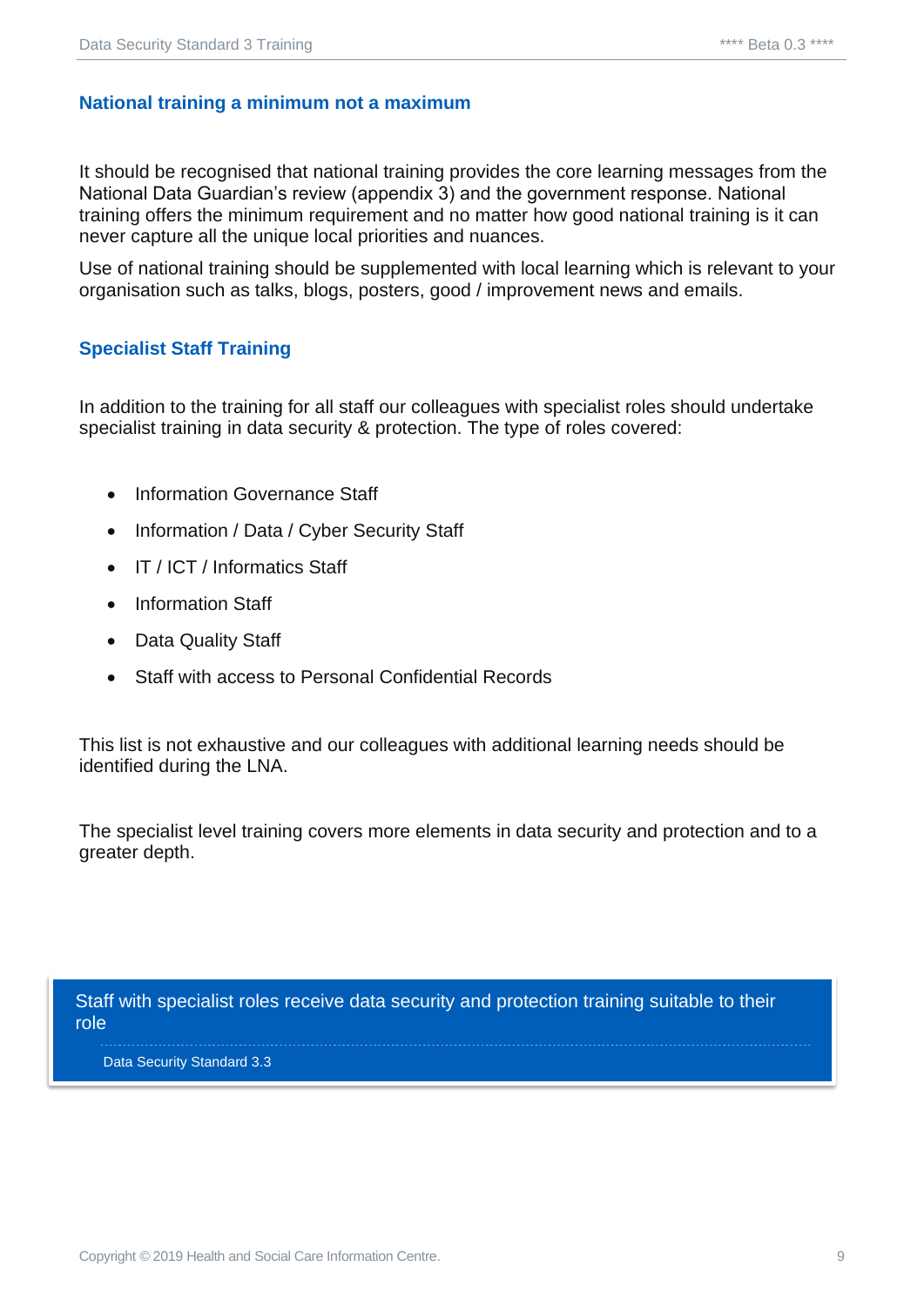## National training a minimum not a maximum

It should be recognised that national training provides the core learning messages from the National Data Guardian's review (appendix 3) and the government response. National training offers the minimum requirement and no matter how good national training is it can never capture all the unique local priorities and nuances.

Use of national training should be supplemented with local learning which is relevant to your organisation such as talks, blogs, posters, good / improvement news and emails.

## Specialist Staff Training

In addition to the training for all staff our colleagues with specialist roles should undertake specialist training in data security & protection. The type of roles covered:

- Information Governance Staff
- Information / Data / Cyber Security Staff
- IT / ICT / Informatics Staff
- Information Staff
- Data Quality Staff
- Staff with access to Personal Confidential Records

This list is not exhaustive and our colleagues with additional learning needs should be identified during the LNA.

The specialist level training covers more elements in data security and protection and to a greater depth.

> Staff with specialist roles receive data security and protection training suitable to their role
>
> Data Security Standard 3.3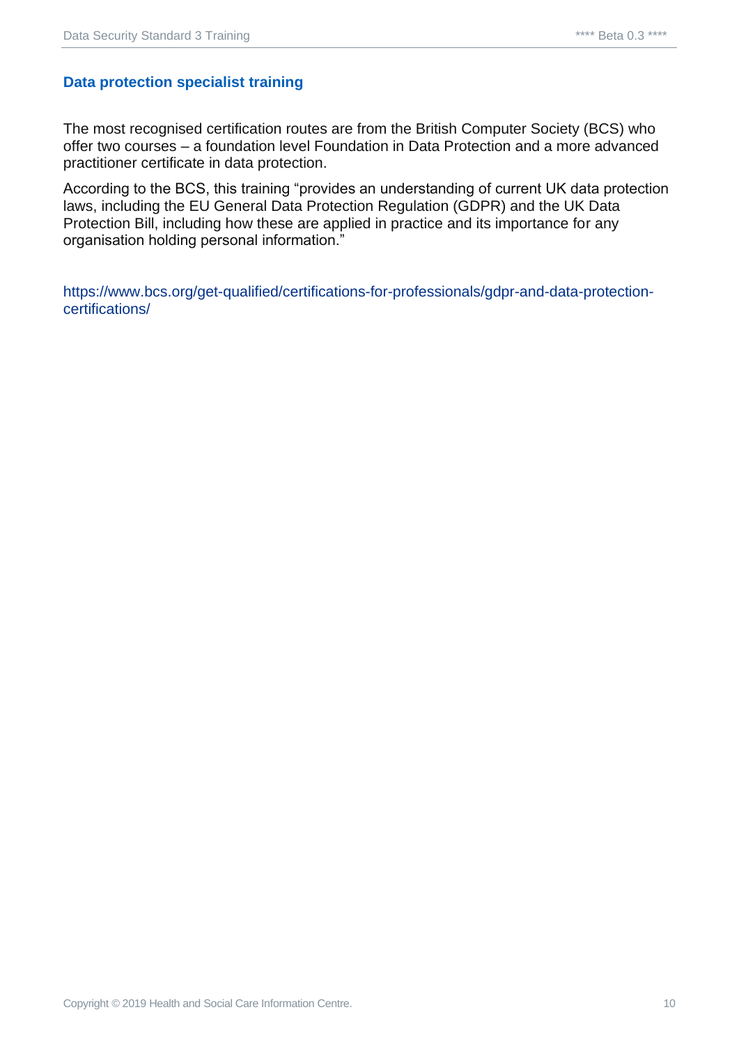### Data protection specialist training

The most recognised certification routes are from the British Computer Society (BCS) who offer two courses – a foundation level Foundation in Data Protection and a more advanced practitioner certificate in data protection.

According to the BCS, this training "provides an understanding of current UK data protection laws, including the EU General Data Protection Regulation (GDPR) and the UK Data Protection Bill, including how these are applied in practice and its importance for any organisation holding personal information."

https://www.bcs.org/get-qualified/certifications-for-professionals/gdpr-and-data-protection-certifications/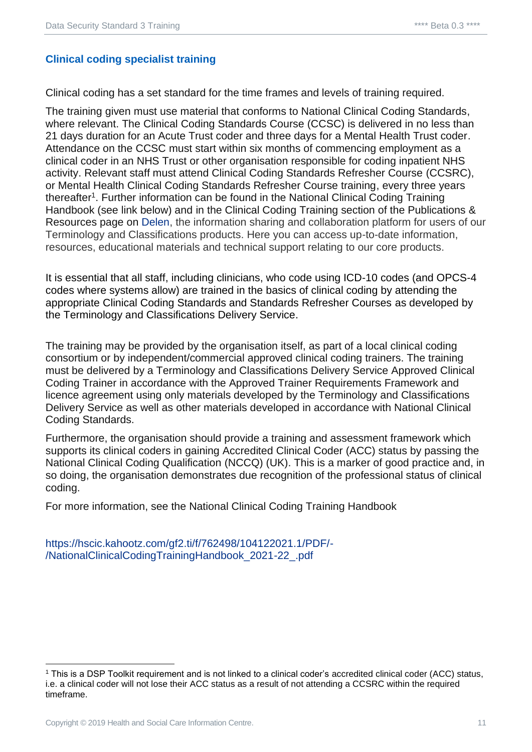## Clinical coding specialist training

Clinical coding has a set standard for the time frames and levels of training required.

The training given must use material that conforms to National Clinical Coding Standards, where relevant. The Clinical Coding Standards Course (CCSC) is delivered in no less than 21 days duration for an Acute Trust coder and three days for a Mental Health Trust coder. Attendance on the CCSC must start within six months of commencing employment as a clinical coder in an NHS Trust or other organisation responsible for coding inpatient NHS activity. Relevant staff must attend Clinical Coding Standards Refresher Course (CCSRC), or Mental Health Clinical Coding Standards Refresher Course training, every three years thereafter[1]. Further information can be found in the National Clinical Coding Training Handbook (see link below) and in the Clinical Coding Training section of the Publications & Resources page on Delen, the information sharing and collaboration platform for users of our Terminology and Classifications products. Here you can access up-to-date information, resources, educational materials and technical support relating to our core products.

It is essential that all staff, including clinicians, who code using ICD-10 codes (and OPCS-4 codes where systems allow) are trained in the basics of clinical coding by attending the appropriate Clinical Coding Standards and Standards Refresher Courses as developed by the Terminology and Classifications Delivery Service.

The training may be provided by the organisation itself, as part of a local clinical coding consortium or by independent/commercial approved clinical coding trainers. The training must be delivered by a Terminology and Classifications Delivery Service Approved Clinical Coding Trainer in accordance with the Approved Trainer Requirements Framework and licence agreement using only materials developed by the Terminology and Classifications Delivery Service as well as other materials developed in accordance with National Clinical Coding Standards.

Furthermore, the organisation should provide a training and assessment framework which supports its clinical coders in gaining Accredited Clinical Coder (ACC) status by passing the National Clinical Coding Qualification (NCCQ) (UK). This is a marker of good practice and, in so doing, the organisation demonstrates due recognition of the professional status of clinical coding.

For more information, see the National Clinical Coding Training Handbook

https://hscic.kahootz.com/gf2.ti/f/762498/104122021.1/PDF/-/NationalClinicalCodingTrainingHandbook_2021-22_.pdf

---

[1] This is a DSP Toolkit requirement and is not linked to a clinical coder's accredited clinical coder (ACC) status, i.e. a clinical coder will not lose their ACC status as a result of not attending a CCSRC within the required timeframe.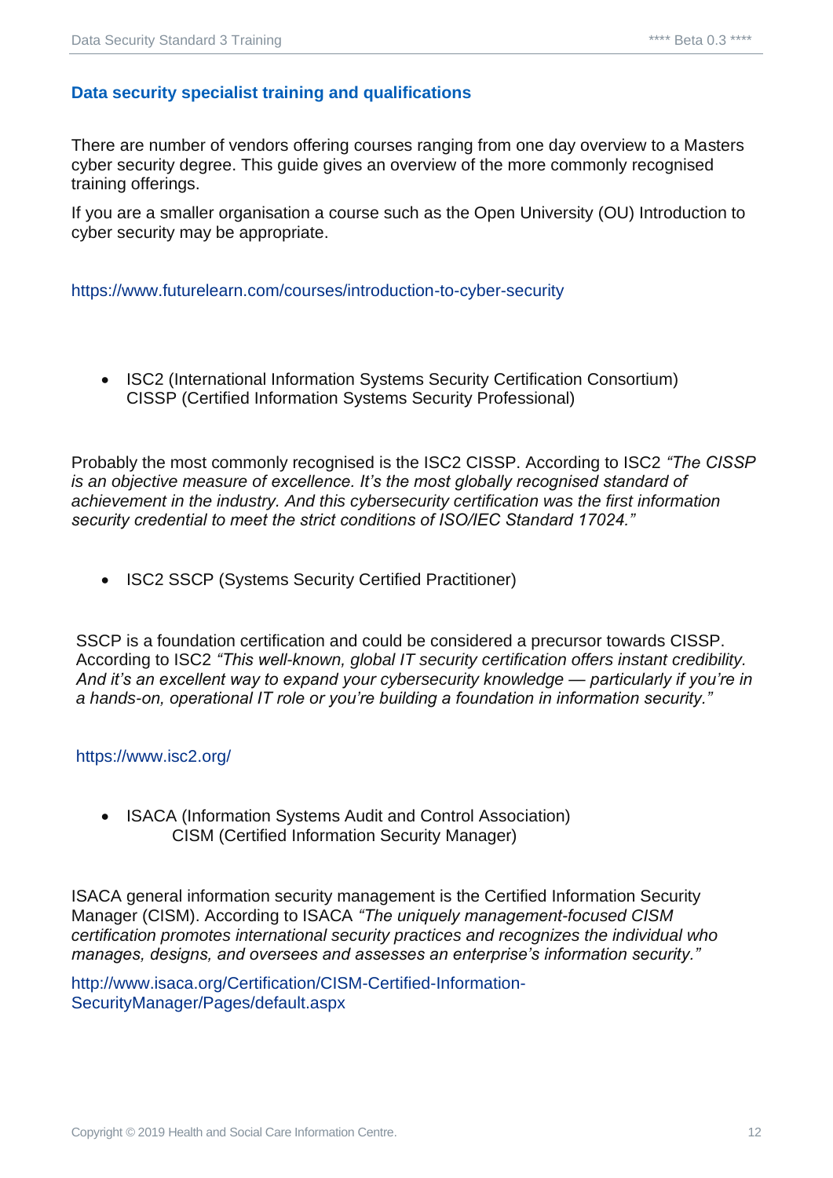## Data security specialist training and qualifications

There are number of vendors offering courses ranging from one day overview to a Masters cyber security degree. This guide gives an overview of the more commonly recognised training offerings.

If you are a smaller organisation a course such as the Open University (OU) Introduction to cyber security may be appropriate.

https://www.futurelearn.com/courses/introduction-to-cyber-security

- ISC2 (International Information Systems Security Certification Consortium) CISSP (Certified Information Systems Security Professional)

Probably the most commonly recognised is the ISC2 CISSP. According to ISC2 *"The CISSP is an objective measure of excellence. It's the most globally recognised standard of achievement in the industry. And this cybersecurity certification was the first information security credential to meet the strict conditions of ISO/IEC Standard 17024."*

- ISC2 SSCP (Systems Security Certified Practitioner)

SSCP is a foundation certification and could be considered a precursor towards CISSP. According to ISC2 *"This well-known, global IT security certification offers instant credibility. And it's an excellent way to expand your cybersecurity knowledge — particularly if you're in a hands-on, operational IT role or you're building a foundation in information security."*

https://www.isc2.org/

- ISACA (Information Systems Audit and Control Association) CISM (Certified Information Security Manager)

ISACA general information security management is the Certified Information Security Manager (CISM). According to ISACA *"The uniquely management-focused CISM certification promotes international security practices and recognizes the individual who manages, designs, and oversees and assesses an enterprise's information security."*

http://www.isaca.org/Certification/CISM-Certified-Information-SecurityManager/Pages/default.aspx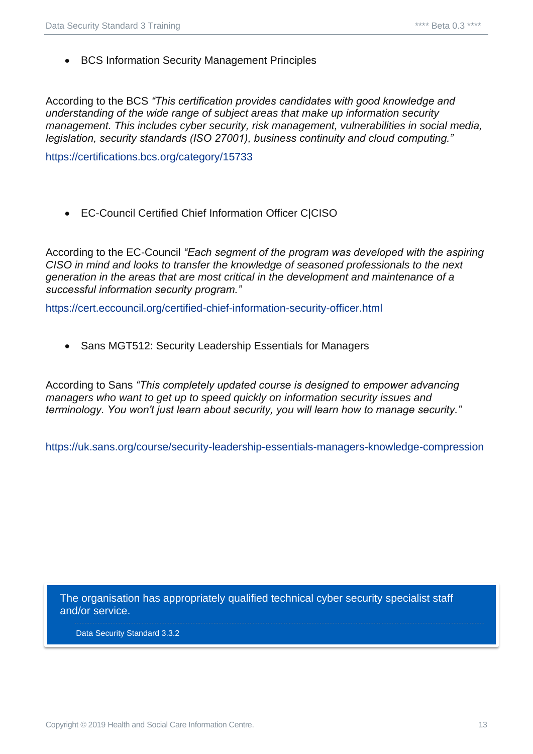- BCS Information Security Management Principles

According to the BCS *"This certification provides candidates with good knowledge and understanding of the wide range of subject areas that make up information security management. This includes cyber security, risk management, vulnerabilities in social media, legislation, security standards (ISO 27001), business continuity and cloud computing."*

https://certifications.bcs.org/category/15733

- EC-Council Certified Chief Information Officer C|CISO

According to the EC-Council *"Each segment of the program was developed with the aspiring CISO in mind and looks to transfer the knowledge of seasoned professionals to the next generation in the areas that are most critical in the development and maintenance of a successful information security program."*

https://cert.eccouncil.org/certified-chief-information-security-officer.html

- Sans MGT512: Security Leadership Essentials for Managers

According to Sans *"This completely updated course is designed to empower advancing managers who want to get up to speed quickly on information security issues and terminology. You won't just learn about security, you will learn how to manage security."*

https://uk.sans.org/course/security-leadership-essentials-managers-knowledge-compression

> The organisation has appropriately qualified technical cyber security specialist staff and/or service.
>
> Data Security Standard 3.3.2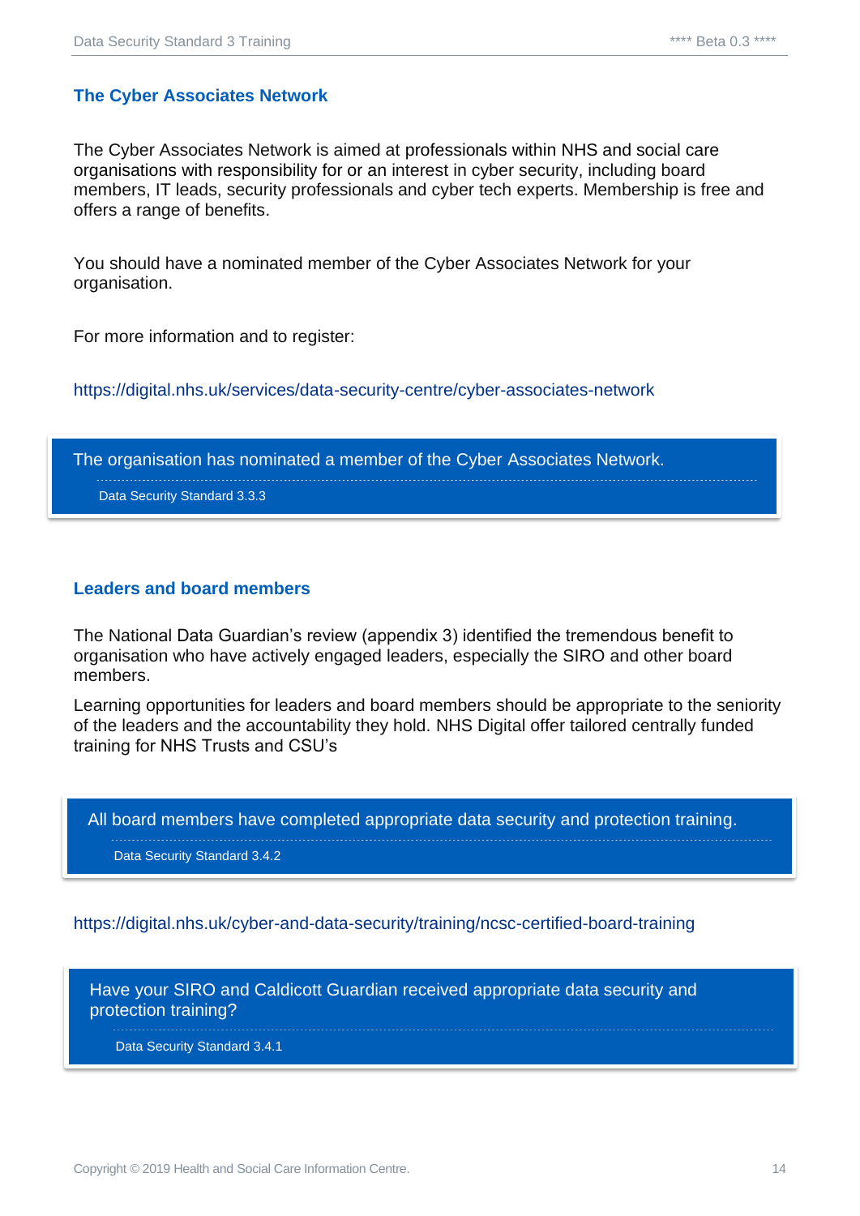## The Cyber Associates Network

The Cyber Associates Network is aimed at professionals within NHS and social care organisations with responsibility for or an interest in cyber security, including board members, IT leads, security professionals and cyber tech experts. Membership is free and offers a range of benefits.

You should have a nominated member of the Cyber Associates Network for your organisation.

For more information and to register:

https://digital.nhs.uk/services/data-security-centre/cyber-associates-network

> The organisation has nominated a member of the Cyber Associates Network.
>
> Data Security Standard 3.3.3

## Leaders and board members

The National Data Guardian's review (appendix 3) identified the tremendous benefit to organisation who have actively engaged leaders, especially the SIRO and other board members.

Learning opportunities for leaders and board members should be appropriate to the seniority of the leaders and the accountability they hold. NHS Digital offer tailored centrally funded training for NHS Trusts and CSU's

> All board members have completed appropriate data security and protection training.
>
> Data Security Standard 3.4.2

https://digital.nhs.uk/cyber-and-data-security/training/ncsc-certified-board-training

> Have your SIRO and Caldicott Guardian received appropriate data security and protection training?
>
> Data Security Standard 3.4.1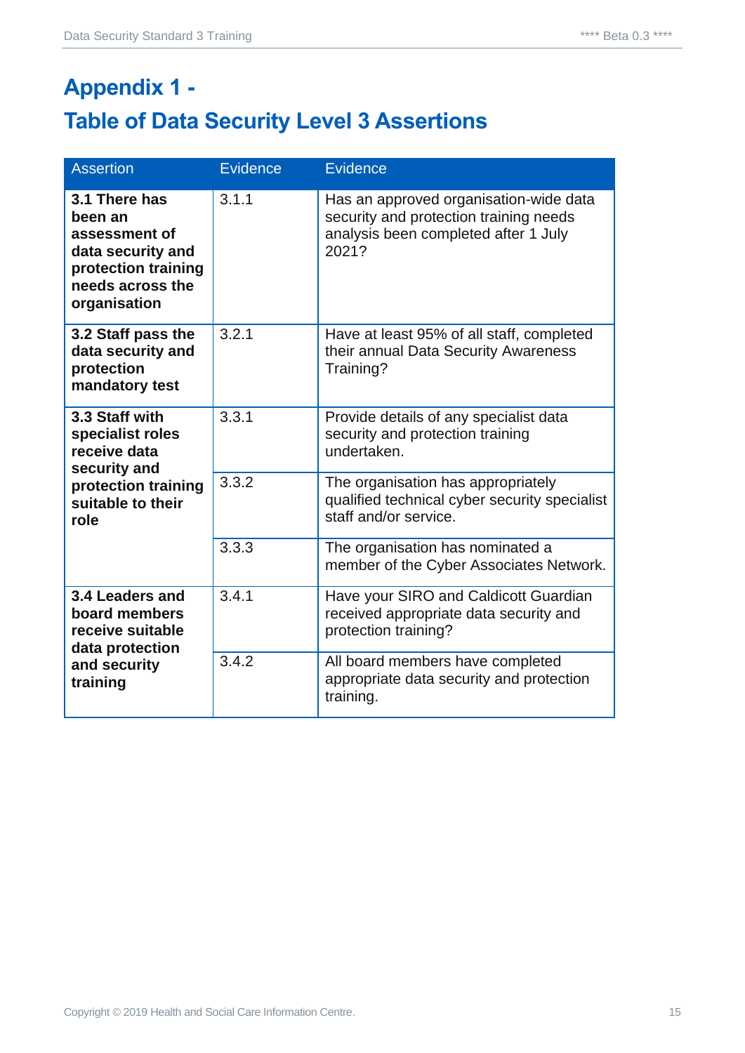# Appendix 1 -

# Table of Data Security Level 3 Assertions

| Assertion | Evidence | Evidence |
|---|---|---|
| **3.1 There has been an assessment of data security and protection training needs across the organisation** | 3.1.1 | Has an approved organisation-wide data security and protection training needs analysis been completed after 1 July 2021? |
| **3.2 Staff pass the data security and protection mandatory test** | 3.2.1 | Have at least 95% of all staff, completed their annual Data Security Awareness Training? |
| **3.3 Staff with specialist roles receive data security and protection training suitable to their role** | 3.3.1 | Provide details of any specialist data security and protection training undertaken. |
| | 3.3.2 | The organisation has appropriately qualified technical cyber security specialist staff and/or service. |
| | 3.3.3 | The organisation has nominated a member of the Cyber Associates Network. |
| **3.4 Leaders and board members receive suitable data protection and security training** | 3.4.1 | Have your SIRO and Caldicott Guardian received appropriate data security and protection training? |
| | 3.4.2 | All board members have completed appropriate data security and protection training. |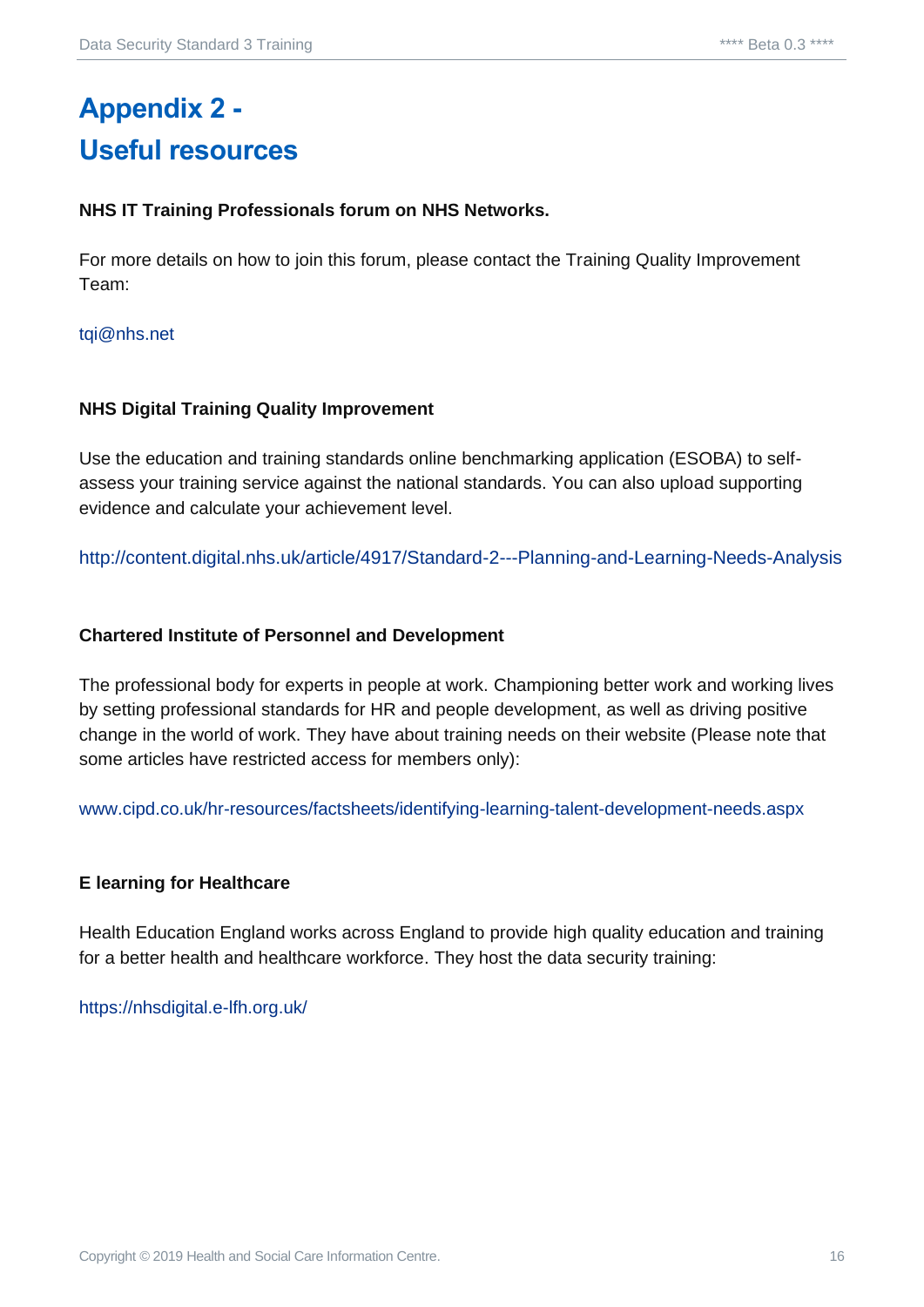# Appendix 2 - Useful resources

**NHS IT Training Professionals forum on NHS Networks.**

For more details on how to join this forum, please contact the Training Quality Improvement Team:

tqi@nhs.net

**NHS Digital Training Quality Improvement**

Use the education and training standards online benchmarking application (ESOBA) to self-assess your training service against the national standards. You can also upload supporting evidence and calculate your achievement level.

http://content.digital.nhs.uk/article/4917/Standard-2---Planning-and-Learning-Needs-Analysis

**Chartered Institute of Personnel and Development**

The professional body for experts in people at work. Championing better work and working lives by setting professional standards for HR and people development, as well as driving positive change in the world of work. They have about training needs on their website (Please note that some articles have restricted access for members only):

www.cipd.co.uk/hr-resources/factsheets/identifying-learning-talent-development-needs.aspx

**E learning for Healthcare**

Health Education England works across England to provide high quality education and training for a better health and healthcare workforce. They host the data security training:

https://nhsdigital.e-lfh.org.uk/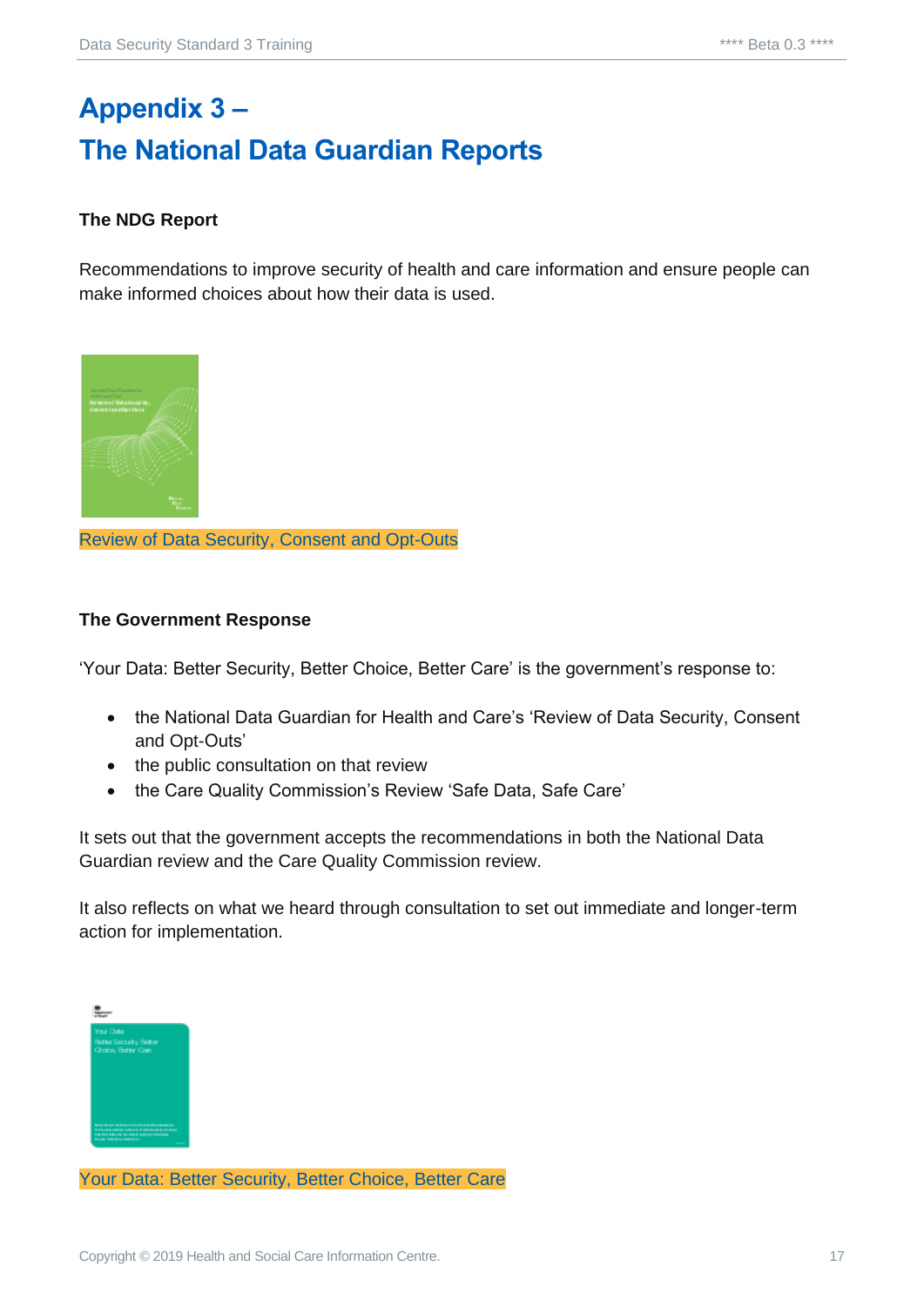# Appendix 3 –
# The National Data Guardian Reports

**The NDG Report**

Recommendations to improve security of health and care information and ensure people can make informed choices about how their data is used.

Review of Data Security, Consent and Opt-Outs

**The Government Response**

'Your Data: Better Security, Better Choice, Better Care' is the government's response to:

- the National Data Guardian for Health and Care's 'Review of Data Security, Consent and Opt-Outs'
- the public consultation on that review
- the Care Quality Commission's Review 'Safe Data, Safe Care'

It sets out that the government accepts the recommendations in both the National Data Guardian review and the Care Quality Commission review.

It also reflects on what we heard through consultation to set out immediate and longer-term action for implementation.

Your Data: Better Security, Better Choice, Better Care